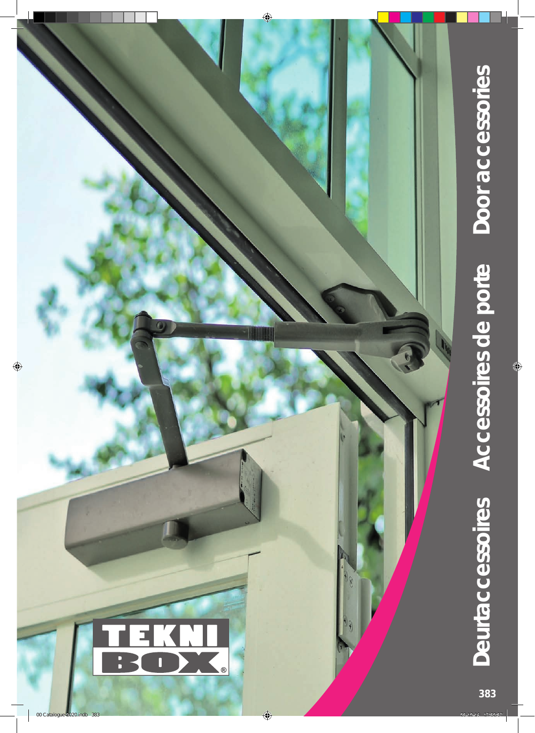# Deurtaccessoires

# Accessoires de porte

# Door accessories

TEKNI BOX®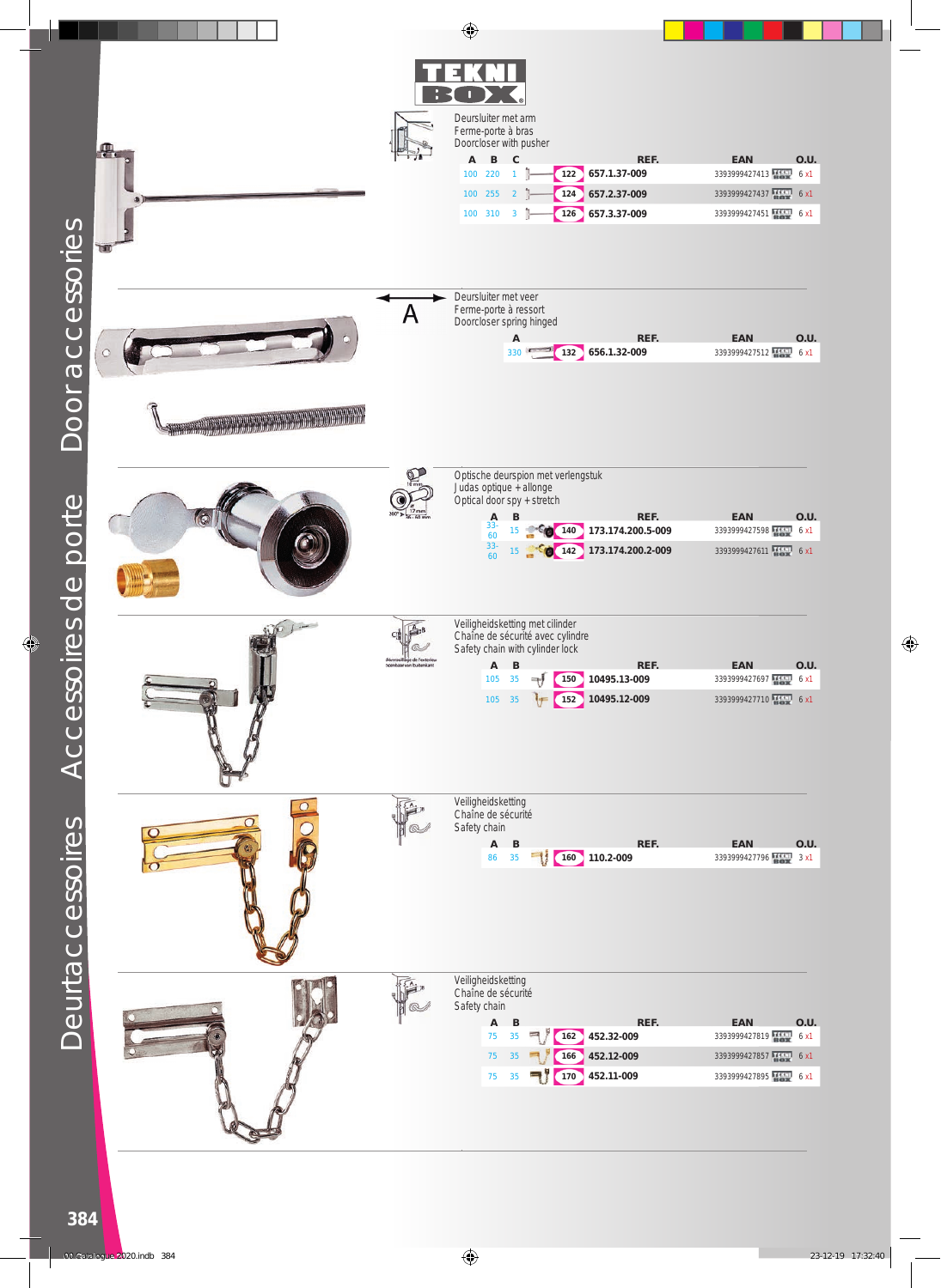TEKNI BOX

### Deursluiter met arm
Ferme-porte à bras
Doorcloser with pusher

| A | B | C | | REF. | EAN | O.U. |
|---|---|---|---|---|---|---|
| 100 | 220 | 1 | 122 | 657.1.37-009 | 3393999427413 | 6 x1 |
| 100 | 255 | 2 | 124 | 657.2.37-009 | 3393999427437 | 6 x1 |
| 100 | 310 | 3 | 126 | 657.3.37-009 | 3393999427451 | 6 x1 |

### Deursluiter met veer
Ferme-porte à ressort
Doorcloser spring hinged

| A | | REF. | EAN | O.U. |
|---|---|---|---|---|
| 330 | 132 | 656.1.32-009 | 3393999427512 | 6 x1 |

### Optische deurspion met verlengstuk
Judas optique + allonge
Optical door spy + stretch

| A | B | | REF. | EAN | O.U. |
|---|---|---|---|---|---|
| 33-60 | 15 | 140 | 173.174.200.5-009 | 3393999427598 | 6 x1 |
| 33-60 | 15 | 142 | 173.174.200.2-009 | 3393999427611 | 6 x1 |

### Veiligheidsketting met cilinder
Chaîne de sécurité avec cylindre
Safety chain with cylinder lock

| A | B | | REF. | EAN | O.U. |
|---|---|---|---|---|---|
| 105 | 35 | 150 | 10495.13-009 | 3393999427697 | 6 x1 |
| 105 | 35 | 152 | 10495.12-009 | 3393999427710 | 6 x1 |

### Veiligheidsketting
Chaîne de sécurité
Safety chain

| A | B | | REF. | EAN | O.U. |
|---|---|---|---|---|---|
| 86 | 35 | 160 | 110.2-009 | 3393999427796 | 3 x1 |

### Veiligheidsketting
Chaîne de sécurité
Safety chain

| A | B | | REF. | EAN | O.U. |
|---|---|---|---|---|---|
| 75 | 35 | 162 | 452.32-009 | 3393999427819 | 6 x1 |
| 75 | 35 | 166 | 452.12-009 | 3393999427857 | 6 x1 |
| 75 | 35 | 170 | 452.11-009 | 3393999427895 | 6 x1 |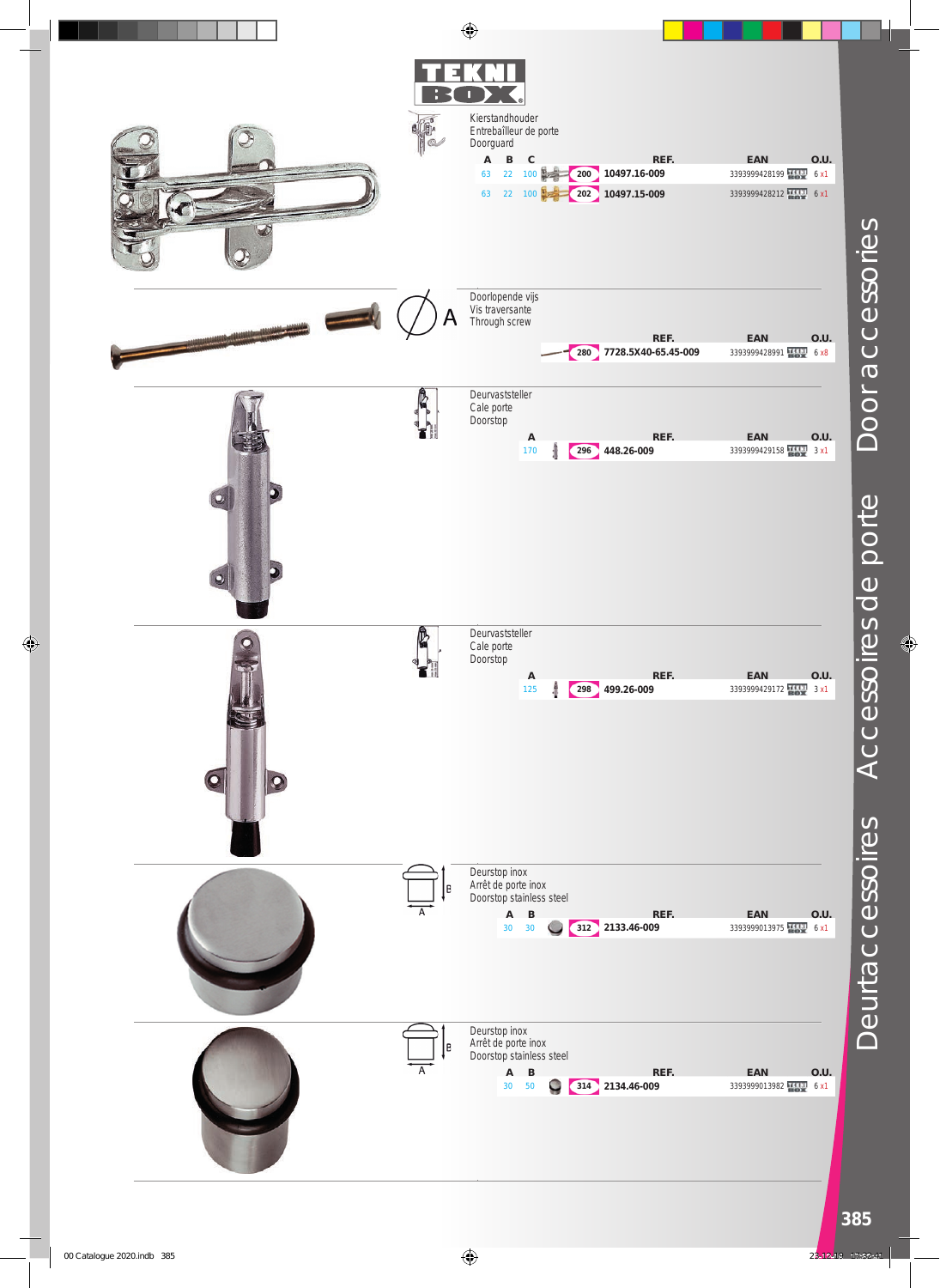Kierstandhouder
Entrebâilleur de porte
Doorguard

| A | B | C | | REF. | EAN | O.U. |
|---|---|---|---|---|---|---|
| 63 | 22 | 100 | 200 | 10497.16-009 | 3393999428199 | 6 x1 |
| 63 | 22 | 100 | 202 | 10497.15-009 | 3393999428212 | 6 x1 |

Doorlopende vijs
Vis traversante
Through screw

| | REF. | EAN | O.U. |
|---|---|---|---|
| 280 | 7728.5X40-65.45-009 | 3393999428991 | 6 x8 |

Deurvaststeller
Cale porte
Doorstop

| A | | REF. | EAN | O.U. |
|---|---|---|---|---|
| 170 | 296 | 448.26-009 | 3393999429158 | 3 x1 |

Deurvaststeller
Cale porte
Doorstop

| A | | REF. | EAN | O.U. |
|---|---|---|---|---|
| 125 | 298 | 499.26-009 | 3393999429172 | 3 x1 |

Deurstop inox
Arrêt de porte inox
Doorstop stainless steel

| A | B | | REF. | EAN | O.U. |
|---|---|---|---|---|---|
| 30 | 30 | 312 | 2133.46-009 | 3393999013975 | 6 x1 |

Deurstop inox
Arrêt de porte inox
Doorstop stainless steel

| A | B | | REF. | EAN | O.U. |
|---|---|---|---|---|---|
| 30 | 50 | 314 | 2134.46-009 | 3393999013982 | 6 x1 |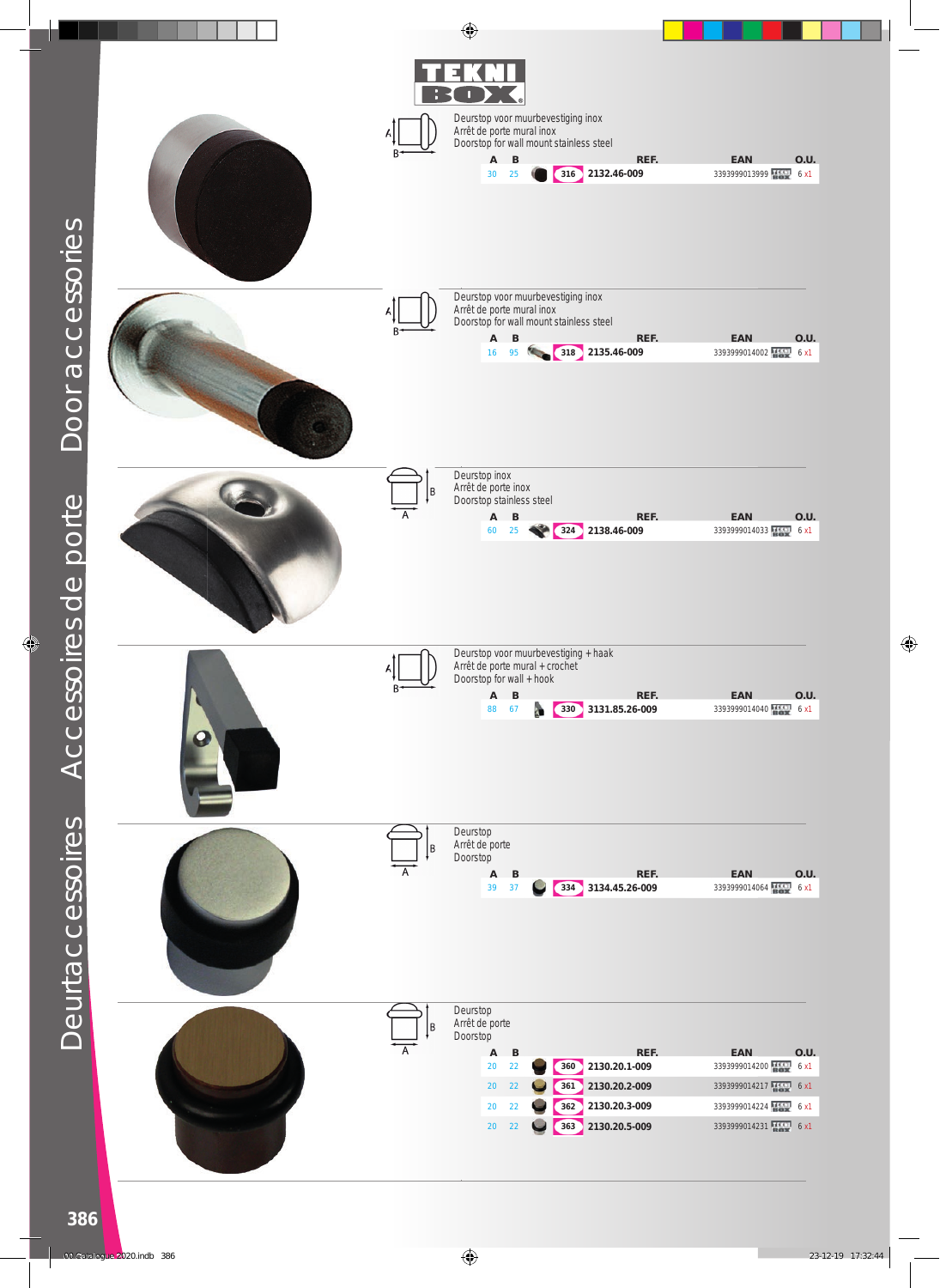Deuraccessoires   Accessoires de porte   Door accessories

TEKNI BOX

Deurstop voor muurbevestiging inox
Arrêt de porte mural inox
Doorstop for wall mount stainless steel

| A | B | | REF. | EAN | O.U. |
|---|---|---|---|---|---|
| 30 | 25 | 316 | 2132.46-009 | 3393999013999 | 6 x1 |

Deurstop voor muurbevestiging inox
Arrêt de porte mural inox
Doorstop for wall mount stainless steel

| A | B | | REF. | EAN | O.U. |
|---|---|---|---|---|---|
| 16 | 95 | 318 | 2135.46-009 | 3393999014002 | 6 x1 |

Deurstop inox
Arrêt de porte inox
Doorstop stainless steel

| A | B | | REF. | EAN | O.U. |
|---|---|---|---|---|---|
| 60 | 25 | 324 | 2138.46-009 | 3393999014033 | 6 x1 |

Deurstop voor muurbevestiging + haak
Arrêt de porte mural + crochet
Doorstop for wall + hook

| A | B | | REF. | EAN | O.U. |
|---|---|---|---|---|---|
| 88 | 67 | 330 | 3131.85.26-009 | 3393999014040 | 6 x1 |

Deurstop
Arrêt de porte
Doorstop

| A | B | | REF. | EAN | O.U. |
|---|---|---|---|---|---|
| 39 | 37 | 334 | 3134.45.26-009 | 3393999014064 | 6 x1 |

Deurstop
Arrêt de porte
Doorstop

| A | B | | REF. | EAN | O.U. |
|---|---|---|---|---|---|
| 20 | 22 | 360 | 2130.20.1-009 | 3393999014200 | 6 x1 |
| 20 | 22 | 361 | 2130.20.2-009 | 3393999014217 | 6 x1 |
| 20 | 22 | 362 | 2130.20.3-009 | 3393999014224 | 6 x1 |
| 20 | 22 | 363 | 2130.20.5-009 | 3393999014231 | 6 x1 |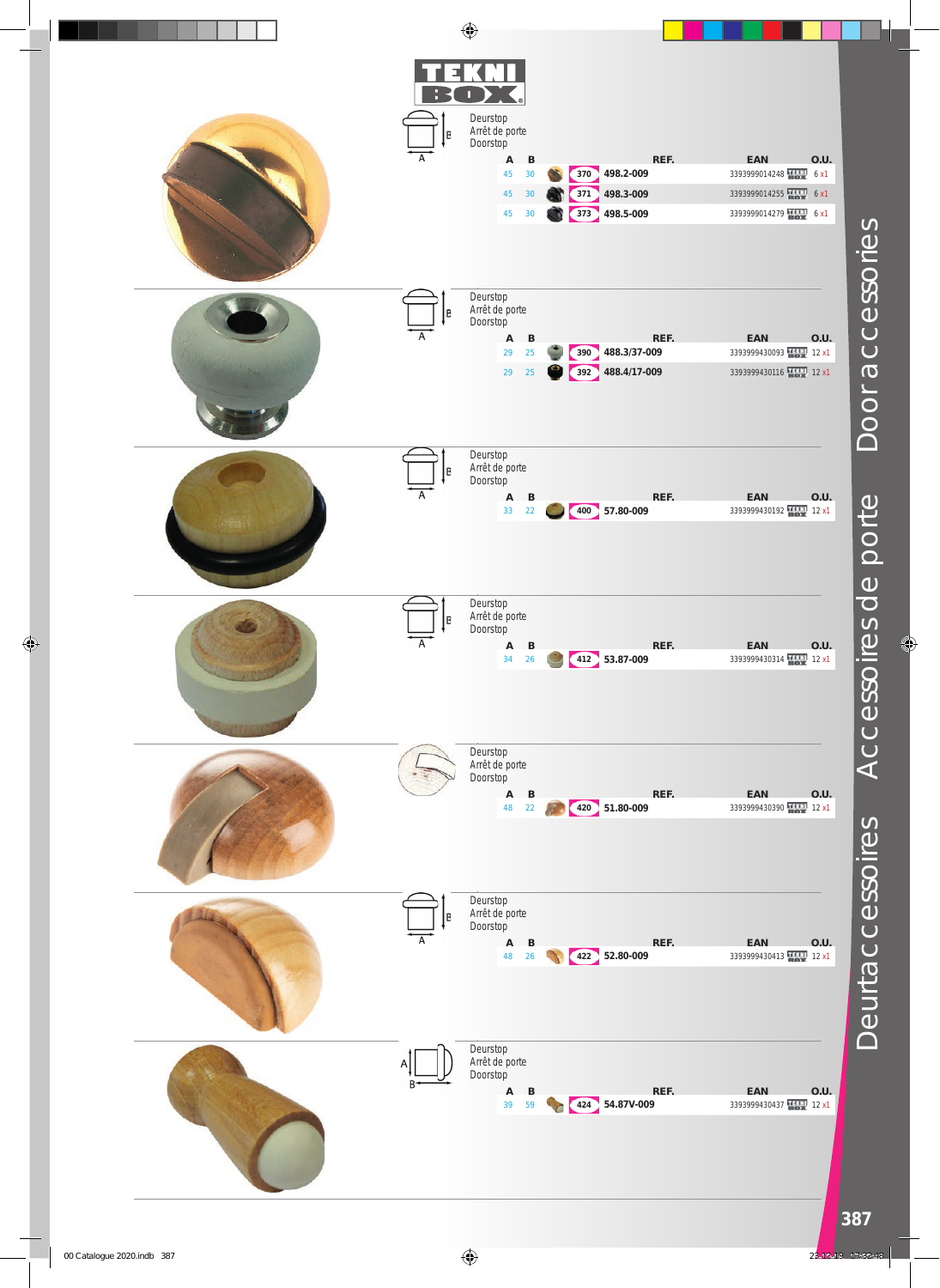TEKNI BOX

Deurstop
Arrêt de porte
Doorstop

| A | B | | REF. | EAN | O.U. |
|---|---|---|---|---|---|
| 45 | 30 | 370 | 498.2-009 | 3393999014248 | 6 x1 |
| 45 | 30 | 371 | 498.3-009 | 3393999014255 | 6 x1 |
| 45 | 30 | 373 | 498.5-009 | 3393999014279 | 6 x1 |

Deurstop
Arrêt de porte
Doorstop

| A | B | | REF. | EAN | O.U. |
|---|---|---|---|---|---|
| 29 | 25 | 390 | 488.3/37-009 | 3393999430093 | 12 x1 |
| 29 | 25 | 392 | 488.4/17-009 | 3393999430116 | 12 x1 |

Deurstop
Arrêt de porte
Doorstop

| A | B | | REF. | EAN | O.U. |
|---|---|---|---|---|---|
| 33 | 22 | 400 | 57.80-009 | 3393999430192 | 12 x1 |

Deurstop
Arrêt de porte
Doorstop

| A | B | | REF. | EAN | O.U. |
|---|---|---|---|---|---|
| 34 | 26 | 412 | 53.87-009 | 3393999430314 | 12 x1 |

Deurstop
Arrêt de porte
Doorstop

| A | B | | REF. | EAN | O.U. |
|---|---|---|---|---|---|
| 48 | 22 | 420 | 51.80-009 | 3393999430390 | 12 x1 |

Deurstop
Arrêt de porte
Doorstop

| A | B | | REF. | EAN | O.U. |
|---|---|---|---|---|---|
| 48 | 26 | 422 | 52.80-009 | 3393999430413 | 12 x1 |

Deurstop
Arrêt de porte
Doorstop

| A | B | | REF. | EAN | O.U. |
|---|---|---|---|---|---|
| 39 | 59 | 424 | 54.87V-009 | 3393999430437 | 12 x1 |

Deuraccessoires Accessoires de porte Door accessories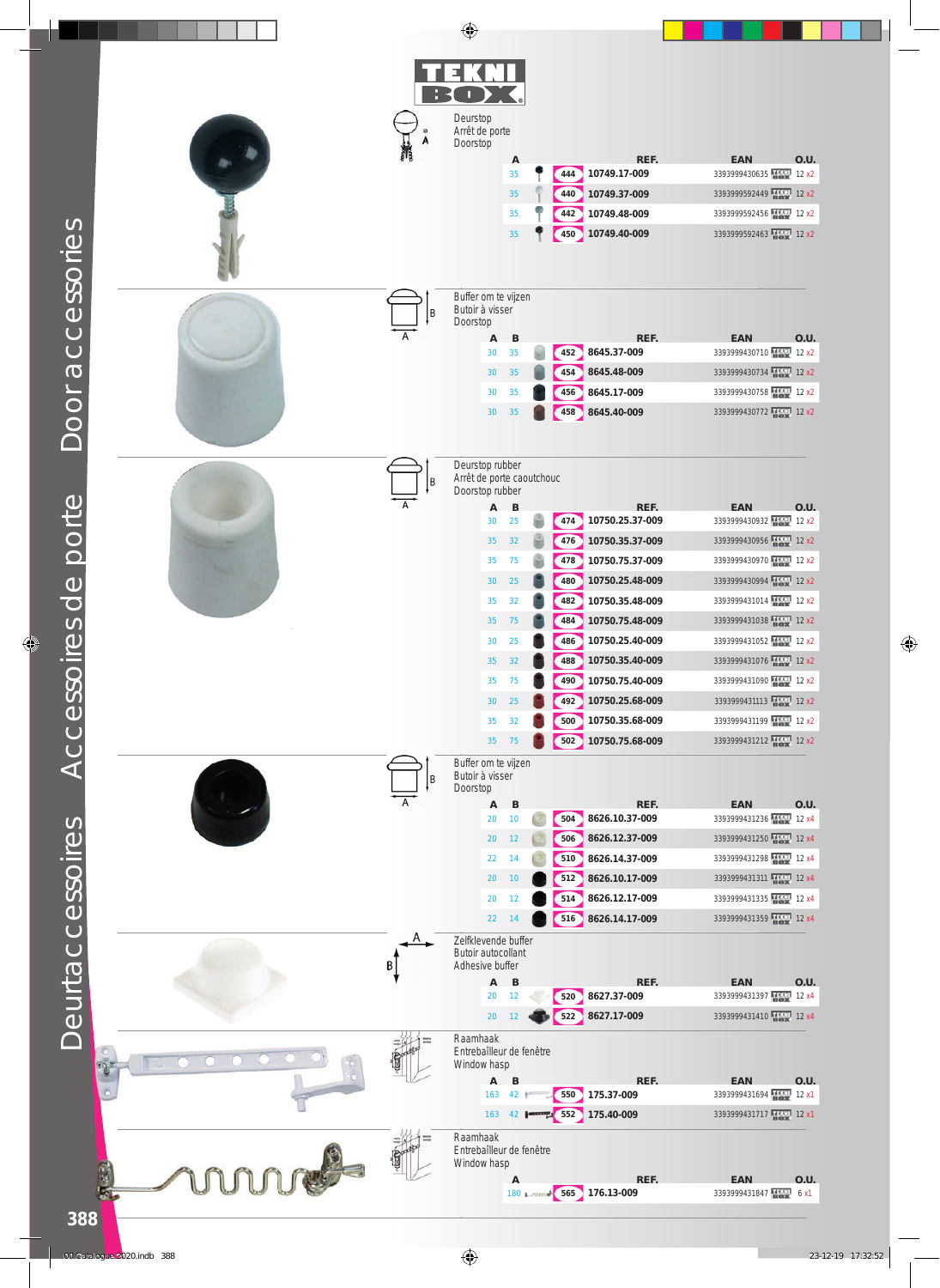Deuraccessoires Accessoires de porte Door accessories

TEKNI BOX

Deurstop
Arrêt de porte
Doorstop

| A | | | REF. | EAN | O.U. |
|---|---|---|---|---|---|
| 35 | | 444 | 10749.17-009 | 3393999430635 | 12 x2 |
| 35 | | 440 | 10749.37-009 | 3393999592449 | 12 x2 |
| 35 | | 442 | 10749.48-009 | 3393999592456 | 12 x2 |
| 35 | | 450 | 10749.40-009 | 3393999592463 | 12 x2 |

Buffer om te vijzen
Butoir à visser
Doorstop

| A | B | | | REF. | EAN | O.U. |
|---|---|---|---|---|---|---|
| 30 | 35 | | 452 | 8645.37-009 | 3393999430710 | 12 x2 |
| 30 | 35 | | 454 | 8645.48-009 | 3393999430734 | 12 x2 |
| 30 | 35 | | 456 | 8645.17-009 | 3393999430758 | 12 x2 |
| 30 | 35 | | 458 | 8645.40-009 | 3393999430772 | 12 x2 |

Deurstop rubber
Arrêt de porte caoutchouc
Doorstop rubber

| A | B | | | REF. | EAN | O.U. |
|---|---|---|---|---|---|---|
| 30 | 25 | | 474 | 10750.25.37-009 | 3393999430932 | 12 x2 |
| 35 | 32 | | 476 | 10750.35.37-009 | 3393999430956 | 12 x2 |
| 35 | 75 | | 478 | 10750.75.37-009 | 3393999430970 | 12 x2 |
| 30 | 25 | | 480 | 10750.25.48-009 | 3393999430994 | 12 x2 |
| 35 | 32 | | 482 | 10750.35.48-009 | 3393999431014 | 12 x2 |
| 35 | 75 | | 484 | 10750.75.48-009 | 3393999431038 | 12 x2 |
| 30 | 25 | | 486 | 10750.25.40-009 | 3393999431052 | 12 x2 |
| 35 | 32 | | 488 | 10750.35.40-009 | 3393999431076 | 12 x2 |
| 35 | 75 | | 490 | 10750.75.40-009 | 3393999431090 | 12 x2 |
| 30 | 25 | | 492 | 10750.25.68-009 | 3393999431113 | 12 x2 |
| 35 | 32 | | 500 | 10750.35.68-009 | 3393999431199 | 12 x2 |
| 35 | 75 | | 502 | 10750.75.68-009 | 3393999431212 | 12 x2 |

Buffer om te vijzen
Butoir à visser
Doorstop

| A | B | | | REF. | EAN | O.U. |
|---|---|---|---|---|---|---|
| 20 | 10 | | 504 | 8626.10.37-009 | 3393999431236 | 12 x4 |
| 20 | 12 | | 506 | 8626.12.37-009 | 3393999431250 | 12 x4 |
| 22 | 14 | | 510 | 8626.14.37-009 | 3393999431298 | 12 x4 |
| 20 | 10 | | 512 | 8626.10.17-009 | 3393999431311 | 12 x4 |
| 20 | 12 | | 514 | 8626.12.17-009 | 3393999431335 | 12 x4 |
| 22 | 14 | | 516 | 8626.14.17-009 | 3393999431359 | 12 x4 |

Zelfklevende buffer
Butoir autocollant
Adhesive buffer

| A | B | | | REF. | EAN | O.U. |
|---|---|---|---|---|---|---|
| 20 | 12 | | 520 | 8627.37-009 | 3393999431397 | 12 x4 |
| 20 | 12 | | 522 | 8627.17-009 | 3393999431410 | 12 x4 |

Raamhaak
Entrebâilleur de fenêtre
Window hasp

| A | B | | | REF. | EAN | O.U. |
|---|---|---|---|---|---|---|
| 163 | 42 | | 550 | 175.37-009 | 3393999431694 | 12 x1 |
| 163 | 42 | | 552 | 175.40-009 | 3393999431717 | 12 x1 |

Raamhaak
Entrebâilleur de fenêtre
Window hasp

| A | | | REF. | EAN | O.U. |
|---|---|---|---|---|---|
| 180 | | 565 | 176.13-009 | 3393999431847 | 6 x1 |